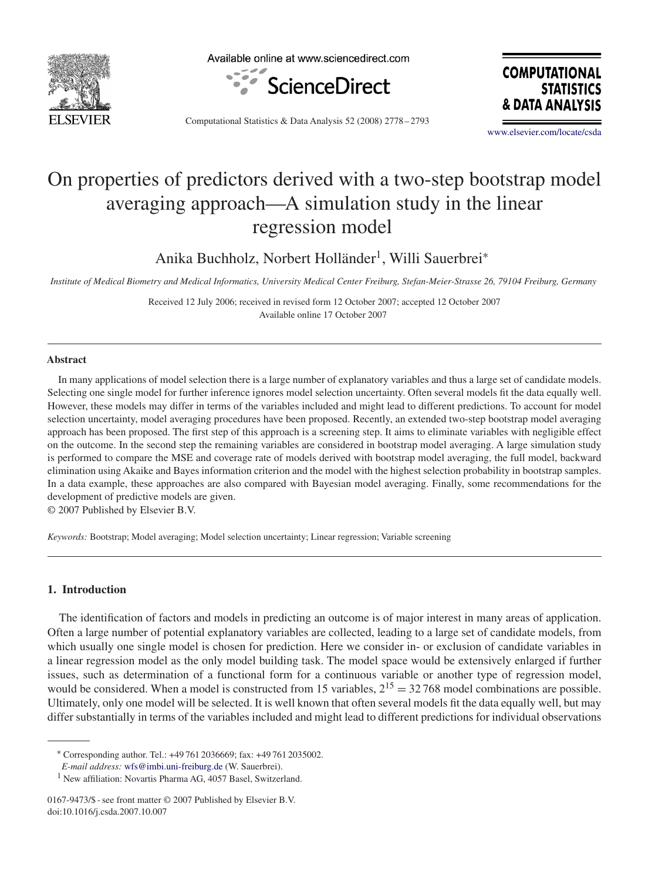# On properties of predictors derived with a two-step bootstrap model averaging approach—A simulation study in the linear regression model

Anika Buchholz, Norbert Holländer[1], Willi Sauerbrei*

*Institute of Medical Biometry and Medical Informatics, University Medical Center Freiburg, Stefan-Meier-Strasse 26, 79104 Freiburg, Germany*

Received 12 July 2006; received in revised form 12 October 2007; accepted 12 October 2007
Available online 17 October 2007

## Abstract

In many applications of model selection there is a large number of explanatory variables and thus a large set of candidate models. Selecting one single model for further inference ignores model selection uncertainty. Often several models fit the data equally well. However, these models may differ in terms of the variables included and might lead to different predictions. To account for model selection uncertainty, model averaging procedures have been proposed. Recently, an extended two-step bootstrap model averaging approach has been proposed. The first step of this approach is a screening step. It aims to eliminate variables with negligible effect on the outcome. In the second step the remaining variables are considered in bootstrap model averaging. A large simulation study is performed to compare the MSE and coverage rate of models derived with bootstrap model averaging, the full model, backward elimination using Akaike and Bayes information criterion and the model with the highest selection probability in bootstrap samples. In a data example, these approaches are also compared with Bayesian model averaging. Finally, some recommendations for the development of predictive models are given.

© 2007 Published by Elsevier B.V.

*Keywords:* Bootstrap; Model averaging; Model selection uncertainty; Linear regression; Variable screening

## 1. Introduction

The identification of factors and models in predicting an outcome is of major interest in many areas of application. Often a large number of potential explanatory variables are collected, leading to a large set of candidate models, from which usually one single model is chosen for prediction. Here we consider in- or exclusion of candidate variables in a linear regression model as the only model building task. The model space would be extensively enlarged if further issues, such as determination of a functional form for a continuous variable or another type of regression model, would be considered. When a model is constructed from 15 variables, $2^{15} = 32\,768$ model combinations are possible. Ultimately, only one model will be selected. It is well known that often several models fit the data equally well, but may differ substantially in terms of the variables included and might lead to different predictions for individual observations

---

* Corresponding author. Tel.: +49 761 2036669; fax: +49 761 2035002.
*E-mail address:* wfs@imbi.uni-freiburg.de (W. Sauerbrei).

[1] New affiliation: Novartis Pharma AG, 4057 Basel, Switzerland.

0167-9473/$ - see front matter © 2007 Published by Elsevier B.V.
doi:10.1016/j.csda.2007.10.007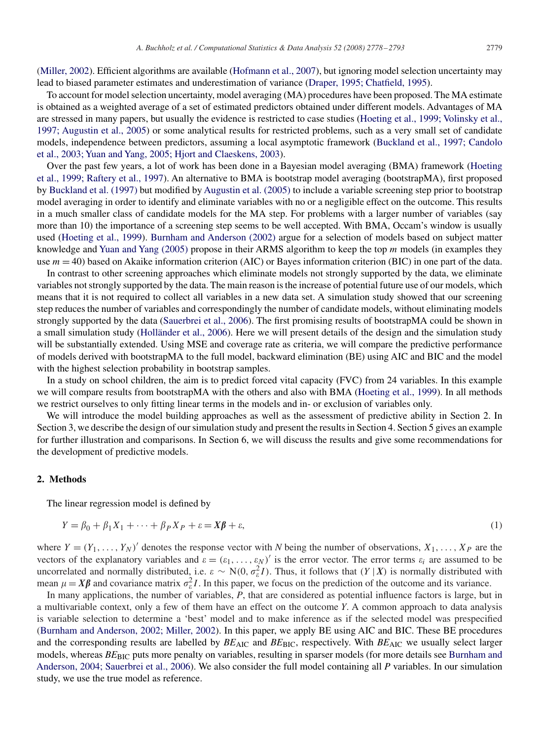(Miller, 2002). Efficient algorithms are available (Hofmann et al., 2007), but ignoring model selection uncertainty may lead to biased parameter estimates and underestimation of variance (Draper, 1995; Chatfield, 1995).

To account for model selection uncertainty, model averaging (MA) procedures have been proposed. The MA estimate is obtained as a weighted average of a set of estimated predictors obtained under different models. Advantages of MA are stressed in many papers, but usually the evidence is restricted to case studies (Hoeting et al., 1999; Volinsky et al., 1997; Augustin et al., 2005) or some analytical results for restricted problems, such as a very small set of candidate models, independence between predictors, assuming a local asymptotic framework (Buckland et al., 1997; Candolo et al., 2003; Yuan and Yang, 2005; Hjort and Claeskens, 2003).

Over the past few years, a lot of work has been done in a Bayesian model averaging (BMA) framework (Hoeting et al., 1999; Raftery et al., 1997). An alternative to BMA is bootstrap model averaging (bootstrapMA), first proposed by Buckland et al. (1997) but modified by Augustin et al. (2005) to include a variable screening step prior to bootstrap model averaging in order to identify and eliminate variables with no or a negligible effect on the outcome. This results in a much smaller class of candidate models for the MA step. For problems with a larger number of variables (say more than 10) the importance of a screening step seems to be well accepted. With BMA, Occam's window is usually used (Hoeting et al., 1999). Burnham and Anderson (2002) argue for a selection of models based on subject matter knowledge and Yuan and Yang (2005) propose in their ARMS algorithm to keep the top $m$ models (in examples they use $m = 40$) based on Akaike information criterion (AIC) or Bayes information criterion (BIC) in one part of the data.

In contrast to other screening approaches which eliminate models not strongly supported by the data, we eliminate variables not strongly supported by the data. The main reason is the increase of potential future use of our models, which means that it is not required to collect all variables in a new data set. A simulation study showed that our screening step reduces the number of variables and correspondingly the number of candidate models, without eliminating models strongly supported by the data (Sauerbrei et al., 2006). The first promising results of bootstrapMA could be shown in a small simulation study (Holländer et al., 2006). Here we will present details of the design and the simulation study will be substantially extended. Using MSE and coverage rate as criteria, we will compare the predictive performance of models derived with bootstrapMA to the full model, backward elimination (BE) using AIC and BIC and the model with the highest selection probability in bootstrap samples.

In a study on school children, the aim is to predict forced vital capacity (FVC) from 24 variables. In this example we will compare results from bootstrapMA with the others and also with BMA (Hoeting et al., 1999). In all methods we restrict ourselves to only fitting linear terms in the models and in- or exclusion of variables only.

We will introduce the model building approaches as well as the assessment of predictive ability in Section 2. In Section 3, we describe the design of our simulation study and present the results in Section 4. Section 5 gives an example for further illustration and comparisons. In Section 6, we will discuss the results and give some recommendations for the development of predictive models.

## 2. Methods

The linear regression model is defined by

$$Y = \beta_0 + \beta_1 X_1 + \cdots + \beta_P X_P + \varepsilon = \boldsymbol{X\beta} + \varepsilon, \tag{1}$$

where $Y = (Y_1, \ldots, Y_N)'$ denotes the response vector with $N$ being the number of observations, $X_1, \ldots, X_P$ are the vectors of the explanatory variables and $\varepsilon = (\varepsilon_1, \ldots, \varepsilon_N)'$ is the error vector. The error terms $\varepsilon_i$ are assumed to be uncorrelated and normally distributed, i.e. $\varepsilon \sim \mathrm{N}(0, \sigma_\varepsilon^2 I)$. Thus, it follows that $(Y \mid \boldsymbol{X})$ is normally distributed with mean $\mu = \boldsymbol{X\beta}$ and covariance matrix $\sigma_\varepsilon^2 I$. In this paper, we focus on the prediction of the outcome and its variance.

In many applications, the number of variables, $P$, that are considered as potential influence factors is large, but in a multivariable context, only a few of them have an effect on the outcome $Y$. A common approach to data analysis is variable selection to determine a 'best' model and to make inference as if the selected model was prespecified (Burnham and Anderson, 2002; Miller, 2002). In this paper, we apply BE using AIC and BIC. These BE procedures and the corresponding results are labelled by $BE_{\mathrm{AIC}}$ and $BE_{\mathrm{BIC}}$, respectively. With $BE_{\mathrm{AIC}}$ we usually select larger models, whereas $BE_{\mathrm{BIC}}$ puts more penalty on variables, resulting in sparser models (for more details see Burnham and Anderson, 2004; Sauerbrei et al., 2006). We also consider the full model containing all $P$ variables. In our simulation study, we use the true model as reference.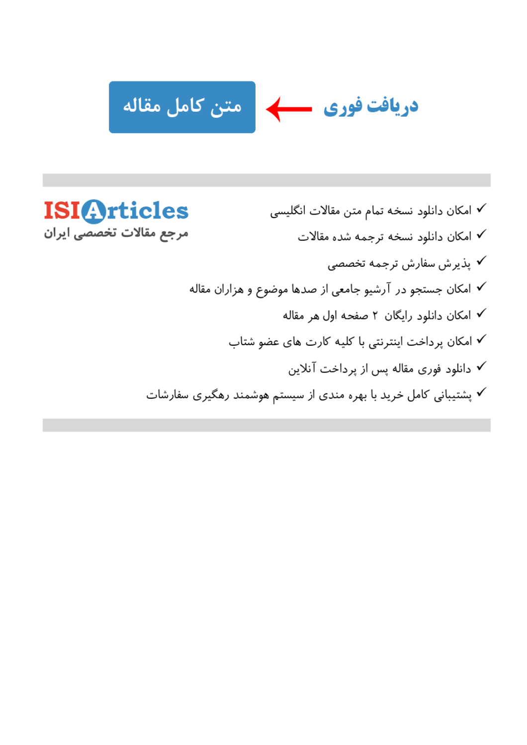دریافت فوری ← **متن کامل مقاله**

**ISIArticles**

مرجع مقالات تخصصی ایران

- ✓ امکان دانلود نسخه تمام متن مقالات انگلیسی
- ✓ امکان دانلود نسخه ترجمه شده مقالات
- ✓ پذیرش سفارش ترجمه تخصصی
- ✓ امکان جستجو در آرشیو جامعی از صدها موضوع و هزاران مقاله
- ✓ امکان دانلود رایگان ۲ صفحه اول هر مقاله
- ✓ امکان پرداخت اینترنتی با کلیه کارت های عضو شتاب
- ✓ دانلود فوری مقاله پس از پرداخت آنلاین
- ✓ پشتیبانی کامل خرید با بهره مندی از سیستم هوشمند رهگیری سفارشات